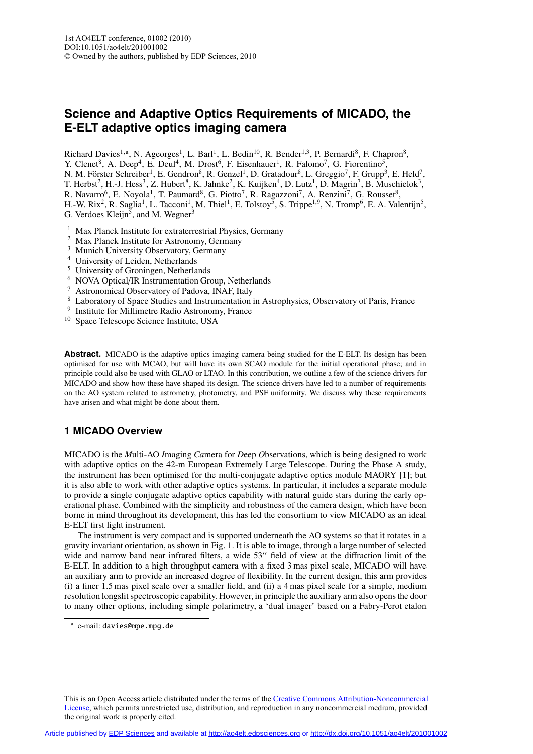# Science and Adaptive Optics Requirements of MICADO, the E-ELT adaptive optics imaging camera

Richard Davies[1,a], N. Ageorges[1], L. Barl[1], L. Bedin[10], R. Bender[1,3], P. Bernardi[8], F. Chapron[8], Y. Clenet[8], A. Deep[4], E. Deul[4], M. Drost[6], F. Eisenhauer[1], R. Falomo[7], G. Fiorentino[5], N. M. Förster Schreiber[1], E. Gendron[8], R. Genzel[1], D. Gratadour[8], L. Greggio[7], F. Grupp[3], E. Held[7], T. Herbst[2], H.-J. Hess[3], Z. Hubert[8], K. Jahnke[2], K. Kuijken[4], D. Lutz[1], D. Magrin[7], B. Muschielok[3], R. Navarro[6], E. Noyola[1], T. Paumard[8], G. Piotto[7], R. Ragazzoni[7], A. Renzini[7], G. Rousset[8], H.-W. Rix[2], R. Saglia[1], L. Tacconi[1], M. Thiel[1], E. Tolstoy[5], S. Trippe[1,9], N. Tromp[6], E. A. Valentijn[5], G. Verdoes Kleijn[5], and M. Wegner[3]

[1] Max Planck Institute for extraterrestrial Physics, Germany
[2] Max Planck Institute for Astronomy, Germany
[3] Munich University Observatory, Germany
[4] University of Leiden, Netherlands
[5] University of Groningen, Netherlands
[6] NOVA Optical/IR Instrumentation Group, Netherlands
[7] Astronomical Observatory of Padova, INAF, Italy
[8] Laboratory of Space Studies and Instrumentation in Astrophysics, Observatory of Paris, France
[9] Institute for Millimetre Radio Astronomy, France
[10] Space Telescope Science Institute, USA

**Abstract.** MICADO is the adaptive optics imaging camera being studied for the E-ELT. Its design has been optimised for use with MCAO, but will have its own SCAO module for the initial operational phase; and in principle could also be used with GLAO or LTAO. In this contribution, we outline a few of the science drivers for MICADO and show how these have shaped its design. The science drivers have led to a number of requirements on the AO system related to astrometry, photometry, and PSF uniformity. We discuss why these requirements have arisen and what might be done about them.

## 1 MICADO Overview

MICADO is the *M*ulti-AO *I*maging *Ca*mera for *D*eep *O*bservations, which is being designed to work with adaptive optics on the 42-m European Extremely Large Telescope. During the Phase A study, the instrument has been optimised for the multi-conjugate adaptive optics module MAORY [1]; but it is also able to work with other adaptive optics systems. In particular, it includes a separate module to provide a single conjugate adaptive optics capability with natural guide stars during the early operational phase. Combined with the simplicity and robustness of the camera design, which have been borne in mind throughout its development, this has led the consortium to view MICADO as an ideal E-ELT first light instrument.

The instrument is very compact and is supported underneath the AO systems so that it rotates in a gravity invariant orientation, as shown in Fig. 1. It is able to image, through a large number of selected wide and narrow band near infrared filters, a wide 53″ field of view at the diffraction limit of the E-ELT. In addition to a high throughput camera with a fixed 3 mas pixel scale, MICADO will have an auxiliary arm to provide an increased degree of flexibility. In the current design, this arm provides (i) a finer 1.5 mas pixel scale over a smaller field, and (ii) a 4 mas pixel scale for a simple, medium resolution longslit spectroscopic capability. However, in principle the auxiliary arm also opens the door to many other options, including simple polarimetry, a 'dual imager' based on a Fabry-Perot etalon

[a] e-mail: davies@mpe.mpg.de

This is an Open Access article distributed under the terms of the Creative Commons Attribution-Noncommercial License, which permits unrestricted use, distribution, and reproduction in any noncommercial medium, provided the original work is properly cited.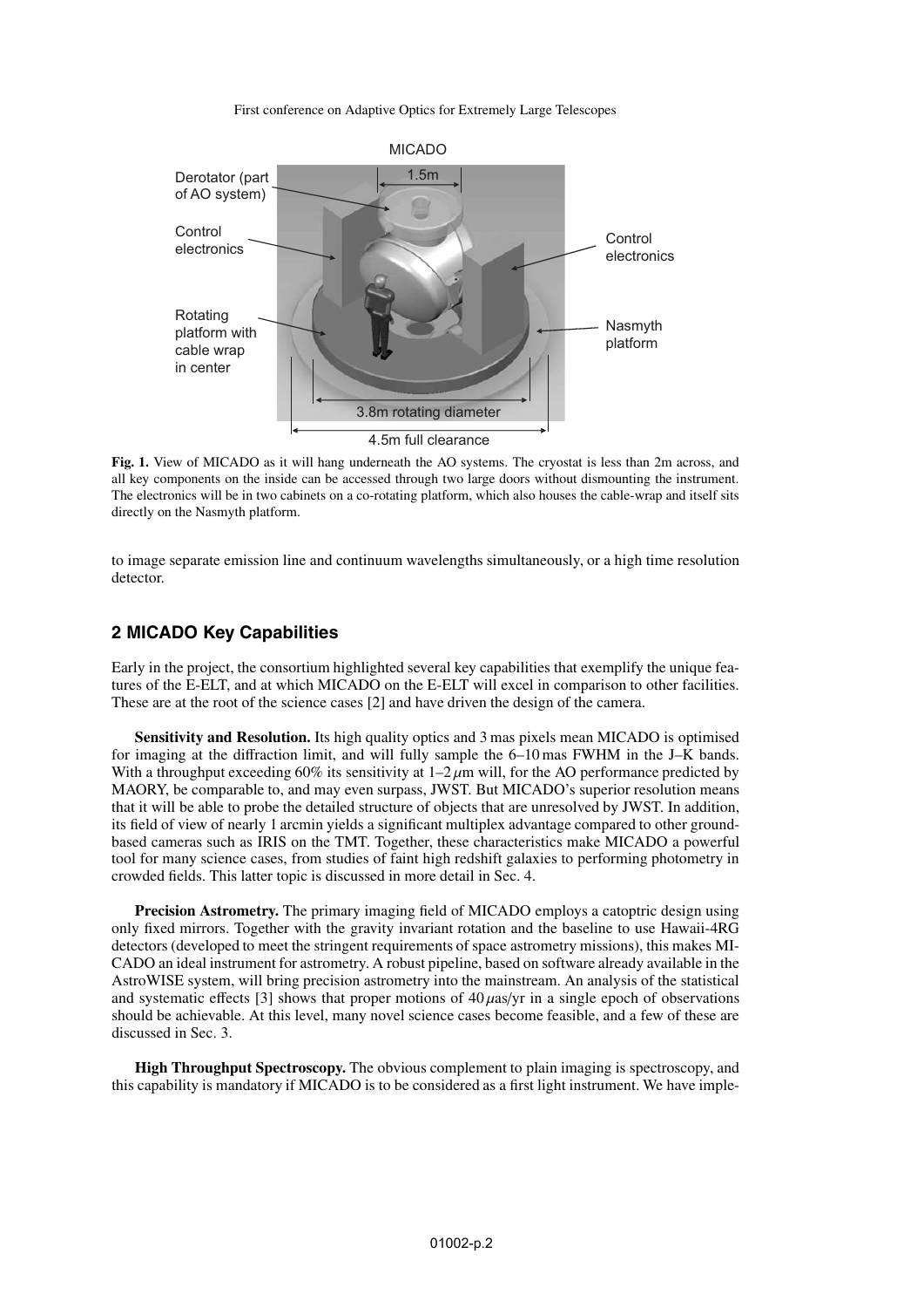**Fig. 1.** View of MICADO as it will hang underneath the AO systems. The cryostat is less than 2m across, and all key components on the inside can be accessed through two large doors without dismounting the instrument. The electronics will be in two cabinets on a co-rotating platform, which also houses the cable-wrap and itself sits directly on the Nasmyth platform.

to image separate emission line and continuum wavelengths simultaneously, or a high time resolution detector.

## 2 MICADO Key Capabilities

Early in the project, the consortium highlighted several key capabilities that exemplify the unique features of the E-ELT, and at which MICADO on the E-ELT will excel in comparison to other facilities. These are at the root of the science cases [2] and have driven the design of the camera.

**Sensitivity and Resolution.** Its high quality optics and 3 mas pixels mean MICADO is optimised for imaging at the diffraction limit, and will fully sample the 6–10 mas FWHM in the J–K bands. With a throughput exceeding 60% its sensitivity at 1–2 $\mu$m will, for the AO performance predicted by MAORY, be comparable to, and may even surpass, JWST. But MICADO's superior resolution means that it will be able to probe the detailed structure of objects that are unresolved by JWST. In addition, its field of view of nearly 1 arcmin yields a significant multiplex advantage compared to other ground-based cameras such as IRIS on the TMT. Together, these characteristics make MICADO a powerful tool for many science cases, from studies of faint high redshift galaxies to performing photometry in crowded fields. This latter topic is discussed in more detail in Sec. 4.

**Precision Astrometry.** The primary imaging field of MICADO employs a catoptric design using only fixed mirrors. Together with the gravity invariant rotation and the baseline to use Hawaii-4RG detectors (developed to meet the stringent requirements of space astrometry missions), this makes MICADO an ideal instrument for astrometry. A robust pipeline, based on software already available in the AstroWISE system, will bring precision astrometry into the mainstream. An analysis of the statistical and systematic effects [3] shows that proper motions of 40 $\mu$as/yr in a single epoch of observations should be achievable. At this level, many novel science cases become feasible, and a few of these are discussed in Sec. 3.

**High Throughput Spectroscopy.** The obvious complement to plain imaging is spectroscopy, and this capability is mandatory if MICADO is to be considered as a first light instrument. We have imple-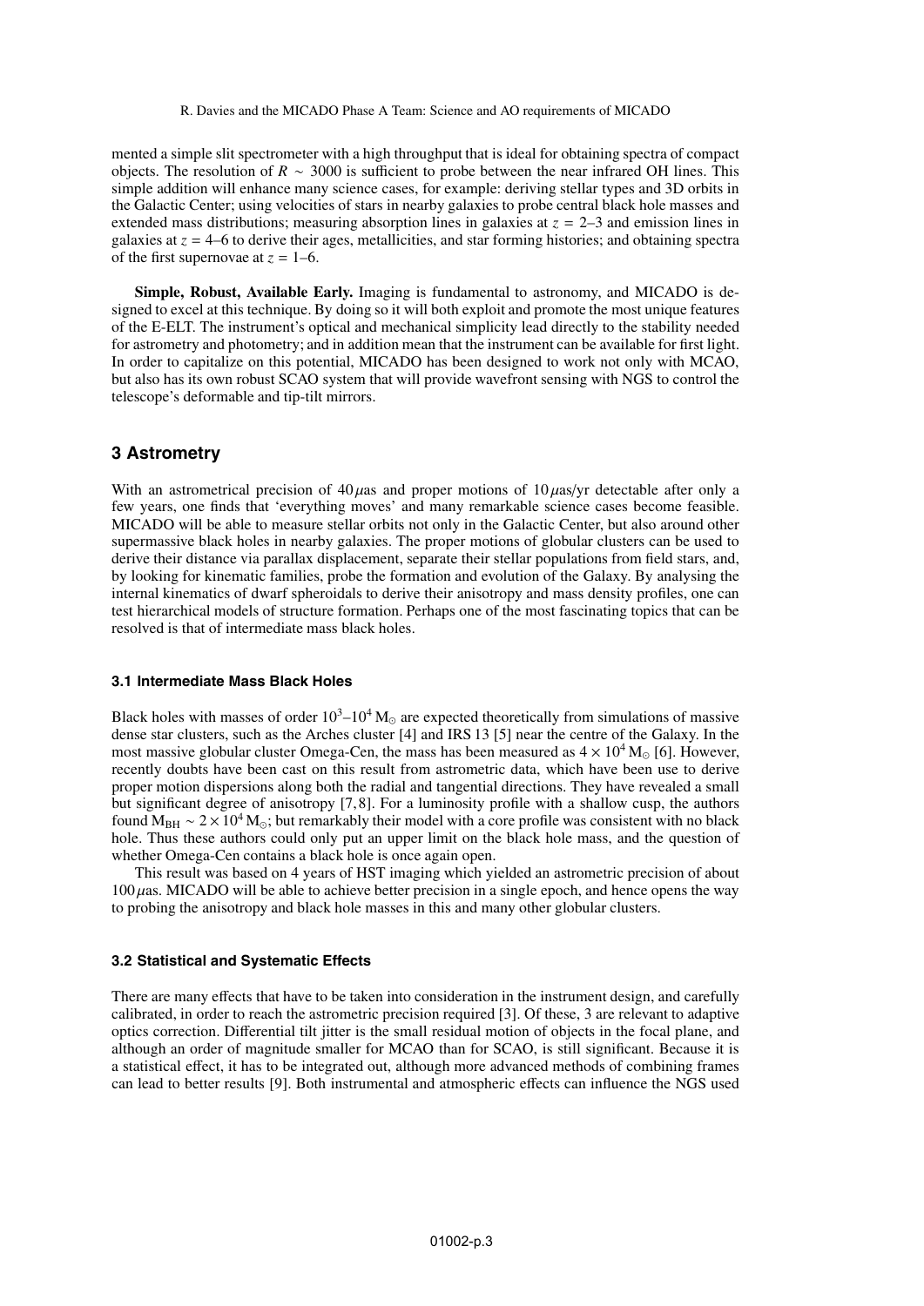mented a simple slit spectrometer with a high throughput that is ideal for obtaining spectra of compact objects. The resolution of $R \sim 3000$ is sufficient to probe between the near infrared OH lines. This simple addition will enhance many science cases, for example: deriving stellar types and 3D orbits in the Galactic Center; using velocities of stars in nearby galaxies to probe central black hole masses and extended mass distributions; measuring absorption lines in galaxies at $z = 2$–$3$ and emission lines in galaxies at $z = 4$–$6$ to derive their ages, metallicities, and star forming histories; and obtaining spectra of the first supernovae at $z = 1$–$6$.

**Simple, Robust, Available Early.** Imaging is fundamental to astronomy, and MICADO is designed to excel at this technique. By doing so it will both exploit and promote the most unique features of the E-ELT. The instrument's optical and mechanical simplicity lead directly to the stability needed for astrometry and photometry; and in addition mean that the instrument can be available for first light. In order to capitalize on this potential, MICADO has been designed to work not only with MCAO, but also has its own robust SCAO system that will provide wavefront sensing with NGS to control the telescope's deformable and tip-tilt mirrors.

## 3 Astrometry

With an astrometrical precision of $40\,\mu$as and proper motions of $10\,\mu$as/yr detectable after only a few years, one finds that 'everything moves' and many remarkable science cases become feasible. MICADO will be able to measure stellar orbits not only in the Galactic Center, but also around other supermassive black holes in nearby galaxies. The proper motions of globular clusters can be used to derive their distance via parallax displacement, separate their stellar populations from field stars, and, by looking for kinematic families, probe the formation and evolution of the Galaxy. By analysing the internal kinematics of dwarf spheroidals to derive their anisotropy and mass density profiles, one can test hierarchical models of structure formation. Perhaps one of the most fascinating topics that can be resolved is that of intermediate mass black holes.

### 3.1 Intermediate Mass Black Holes

Black holes with masses of order $10^3$–$10^4\,M_\odot$ are expected theoretically from simulations of massive dense star clusters, such as the Arches cluster [4] and IRS 13 [5] near the centre of the Galaxy. In the most massive globular cluster Omega-Cen, the mass has been measured as $4 \times 10^4\,M_\odot$ [6]. However, recently doubts have been cast on this result from astrometric data, which have been use to derive proper motion dispersions along both the radial and tangential directions. They have revealed a small but significant degree of anisotropy [7,8]. For a luminosity profile with a shallow cusp, the authors found $M_{BH} \sim 2 \times 10^4\,M_\odot$; but remarkably their model with a core profile was consistent with no black hole. Thus these authors could only put an upper limit on the black hole mass, and the question of whether Omega-Cen contains a black hole is once again open.

This result was based on 4 years of HST imaging which yielded an astrometric precision of about $100\,\mu$as. MICADO will be able to achieve better precision in a single epoch, and hence opens the way to probing the anisotropy and black hole masses in this and many other globular clusters.

### 3.2 Statistical and Systematic Effects

There are many effects that have to be taken into consideration in the instrument design, and carefully calibrated, in order to reach the astrometric precision required [3]. Of these, 3 are relevant to adaptive optics correction. Differential tilt jitter is the small residual motion of objects in the focal plane, and although an order of magnitude smaller for MCAO than for SCAO, is still significant. Because it is a statistical effect, it has to be integrated out, although more advanced methods of combining frames can lead to better results [9]. Both instrumental and atmospheric effects can influence the NGS used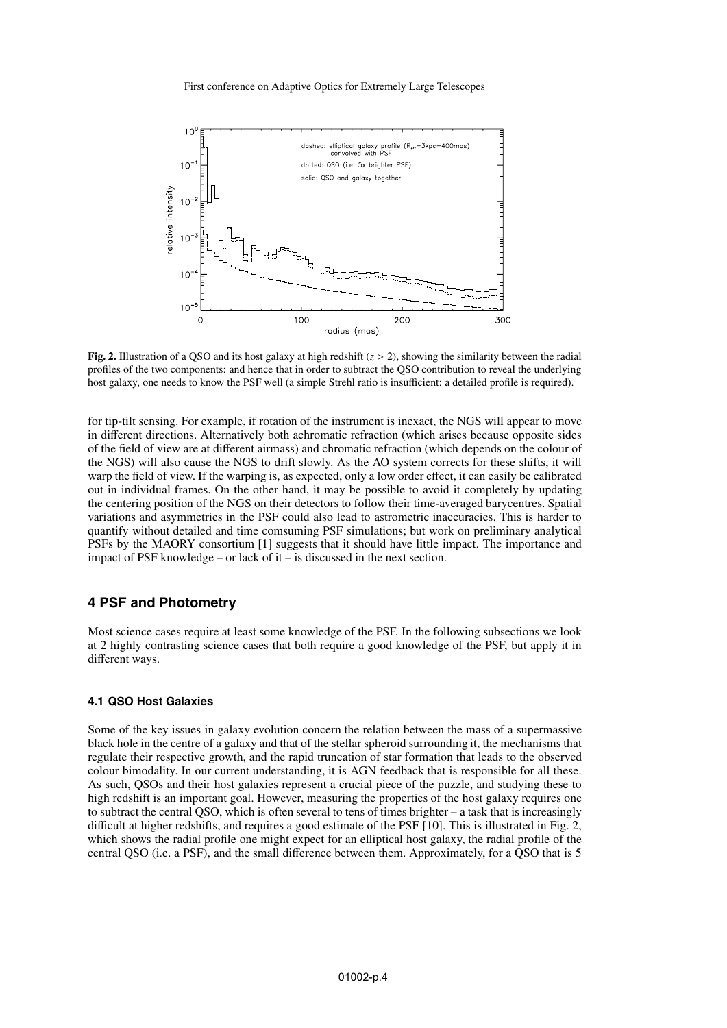**Fig. 2.** Illustration of a QSO and its host galaxy at high redshift ($z > 2$), showing the similarity between the radial profiles of the two components; and hence that in order to subtract the QSO contribution to reveal the underlying host galaxy, one needs to know the PSF well (a simple Strehl ratio is insufficient: a detailed profile is required).

for tip-tilt sensing. For example, if rotation of the instrument is inexact, the NGS will appear to move in different directions. Alternatively both achromatic refraction (which arises because opposite sides of the field of view are at different airmass) and chromatic refraction (which depends on the colour of the NGS) will also cause the NGS to drift slowly. As the AO system corrects for these shifts, it will warp the field of view. If the warping is, as expected, only a low order effect, it can easily be calibrated out in individual frames. On the other hand, it may be possible to avoid it completely by updating the centering position of the NGS on their detectors to follow their time-averaged barycentres. Spatial variations and asymmetries in the PSF could also lead to astrometric inaccuracies. This is harder to quantify without detailed and time comsuming PSF simulations; but work on preliminary analytical PSFs by the MAORY consortium [1] suggests that it should have little impact. The importance and impact of PSF knowledge – or lack of it – is discussed in the next section.

## 4 PSF and Photometry

Most science cases require at least some knowledge of the PSF. In the following subsections we look at 2 highly contrasting science cases that both require a good knowledge of the PSF, but apply it in different ways.

### 4.1 QSO Host Galaxies

Some of the key issues in galaxy evolution concern the relation between the mass of a supermassive black hole in the centre of a galaxy and that of the stellar spheroid surrounding it, the mechanisms that regulate their respective growth, and the rapid truncation of star formation that leads to the observed colour bimodality. In our current understanding, it is AGN feedback that is responsible for all these. As such, QSOs and their host galaxies represent a crucial piece of the puzzle, and studying these to high redshift is an important goal. However, measuring the properties of the host galaxy requires one to subtract the central QSO, which is often several to tens of times brighter – a task that is increasingly difficult at higher redshifts, and requires a good estimate of the PSF [10]. This is illustrated in Fig. 2, which shows the radial profile one might expect for an elliptical host galaxy, the radial profile of the central QSO (i.e. a PSF), and the small difference between them. Approximately, for a QSO that is 5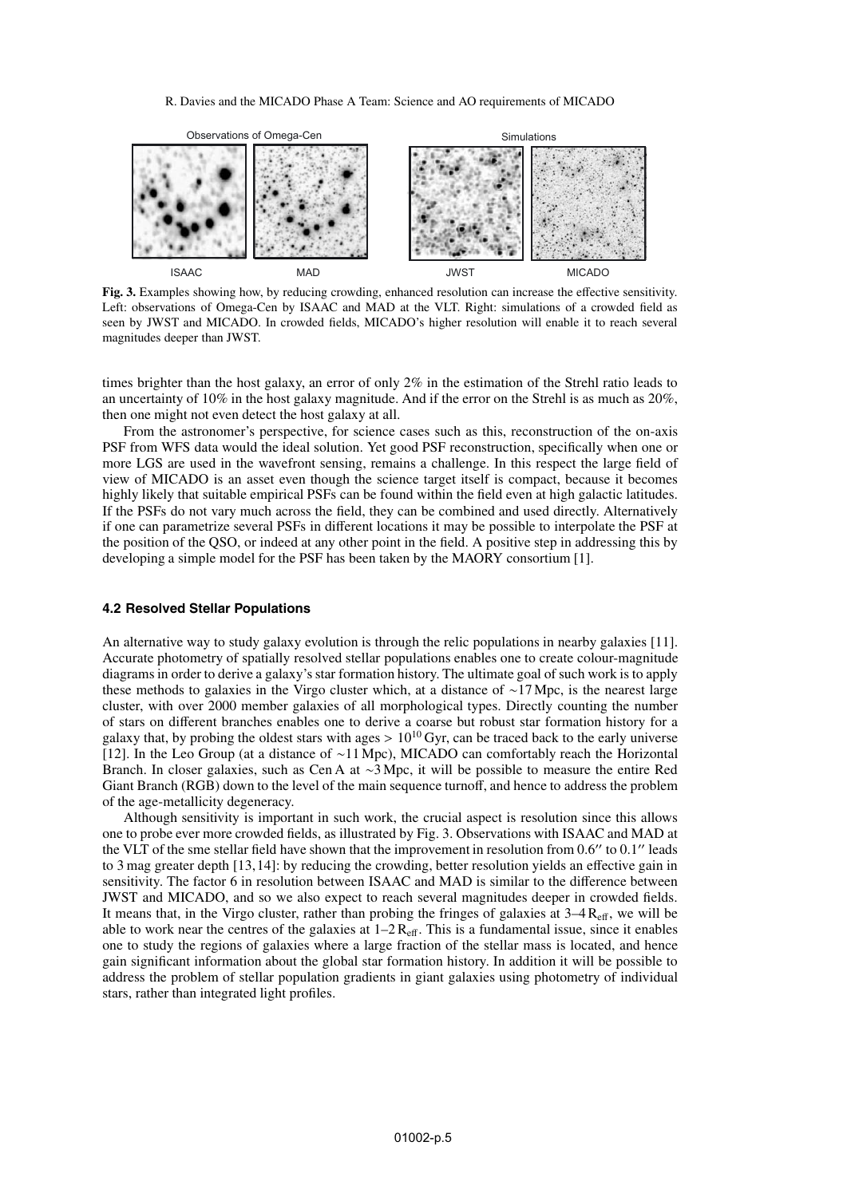**Fig. 3.** Examples showing how, by reducing crowding, enhanced resolution can increase the effective sensitivity. Left: observations of Omega-Cen by ISAAC and MAD at the VLT. Right: simulations of a crowded field as seen by JWST and MICADO. In crowded fields, MICADO's higher resolution will enable it to reach several magnitudes deeper than JWST.

times brighter than the host galaxy, an error of only 2% in the estimation of the Strehl ratio leads to an uncertainty of 10% in the host galaxy magnitude. And if the error on the Strehl is as much as 20%, then one might not even detect the host galaxy at all.

From the astronomer's perspective, for science cases such as this, reconstruction of the on-axis PSF from WFS data would the ideal solution. Yet good PSF reconstruction, specifically when one or more LGS are used in the wavefront sensing, remains a challenge. In this respect the large field of view of MICADO is an asset even though the science target itself is compact, because it becomes highly likely that suitable empirical PSFs can be found within the field even at high galactic latitudes. If the PSFs do not vary much across the field, they can be combined and used directly. Alternatively if one can parametrize several PSFs in different locations it may be possible to interpolate the PSF at the position of the QSO, or indeed at any other point in the field. A positive step in addressing this by developing a simple model for the PSF has been taken by the MAORY consortium [1].

### 4.2 Resolved Stellar Populations

An alternative way to study galaxy evolution is through the relic populations in nearby galaxies [11]. Accurate photometry of spatially resolved stellar populations enables one to create colour-magnitude diagrams in order to derive a galaxy's star formation history. The ultimate goal of such work is to apply these methods to galaxies in the Virgo cluster which, at a distance of ~17 Mpc, is the nearest large cluster, with over 2000 member galaxies of all morphological types. Directly counting the number of stars on different branches enables one to derive a coarse but robust star formation history for a galaxy that, by probing the oldest stars with ages $> 10^{10}$ Gyr, can be traced back to the early universe [12]. In the Leo Group (at a distance of ~11 Mpc), MICADO can comfortably reach the Horizontal Branch. In closer galaxies, such as Cen A at ~3 Mpc, it will be possible to measure the entire Red Giant Branch (RGB) down to the level of the main sequence turnoff, and hence to address the problem of the age-metallicity degeneracy.

Although sensitivity is important in such work, the crucial aspect is resolution since this allows one to probe ever more crowded fields, as illustrated by Fig. 3. Observations with ISAAC and MAD at the VLT of the sme stellar field have shown that the improvement in resolution from 0.6″ to 0.1″ leads to 3 mag greater depth [13,14]: by reducing the crowding, better resolution yields an effective gain in sensitivity. The factor 6 in resolution between ISAAC and MAD is similar to the difference between JWST and MICADO, and so we also expect to reach several magnitudes deeper in crowded fields. It means that, in the Virgo cluster, rather than probing the fringes of galaxies at 3–4 $R_{\rm eff}$, we will be able to work near the centres of the galaxies at 1–2 $R_{\rm eff}$. This is a fundamental issue, since it enables one to study the regions of galaxies where a large fraction of the stellar mass is located, and hence gain significant information about the global star formation history. In addition it will be possible to address the problem of stellar population gradients in giant galaxies using photometry of individual stars, rather than integrated light profiles.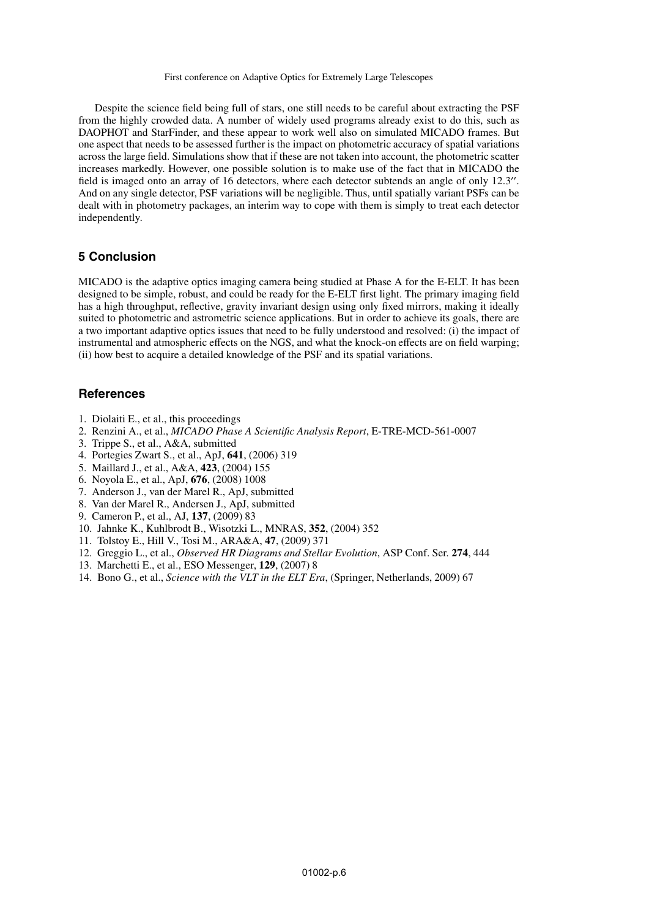Despite the science field being full of stars, one still needs to be careful about extracting the PSF from the highly crowded data. A number of widely used programs already exist to do this, such as DAOPHOT and StarFinder, and these appear to work well also on simulated MICADO frames. But one aspect that needs to be assessed further is the impact on photometric accuracy of spatial variations across the large field. Simulations show that if these are not taken into account, the photometric scatter increases markedly. However, one possible solution is to make use of the fact that in MICADO the field is imaged onto an array of 16 detectors, where each detector subtends an angle of only 12.3″. And on any single detector, PSF variations will be negligible. Thus, until spatially variant PSFs can be dealt with in photometry packages, an interim way to cope with them is simply to treat each detector independently.

## 5 Conclusion

MICADO is the adaptive optics imaging camera being studied at Phase A for the E-ELT. It has been designed to be simple, robust, and could be ready for the E-ELT first light. The primary imaging field has a high throughput, reflective, gravity invariant design using only fixed mirrors, making it ideally suited to photometric and astrometric science applications. But in order to achieve its goals, there are a two important adaptive optics issues that need to be fully understood and resolved: (i) the impact of instrumental and atmospheric effects on the NGS, and what the knock-on effects are on field warping; (ii) how best to acquire a detailed knowledge of the PSF and its spatial variations.

## References

1. Diolaiti E., et al., this proceedings
2. Renzini A., et al., *MICADO Phase A Scientific Analysis Report*, E-TRE-MCD-561-0007
3. Trippe S., et al., A&A, submitted
4. Portegies Zwart S., et al., ApJ, **641**, (2006) 319
5. Maillard J., et al., A&A, **423**, (2004) 155
6. Noyola E., et al., ApJ, **676**, (2008) 1008
7. Anderson J., van der Marel R., ApJ, submitted
8. Van der Marel R., Andersen J., ApJ, submitted
9. Cameron P., et al., AJ, **137**, (2009) 83
10. Jahnke K., Kuhlbrodt B., Wisotzki L., MNRAS, **352**, (2004) 352
11. Tolstoy E., Hill V., Tosi M., ARA&A, **47**, (2009) 371
12. Greggio L., et al., *Observed HR Diagrams and Stellar Evolution*, ASP Conf. Ser. **274**, 444
13. Marchetti E., et al., ESO Messenger, **129**, (2007) 8
14. Bono G., et al., *Science with the VLT in the ELT Era*, (Springer, Netherlands, 2009) 67